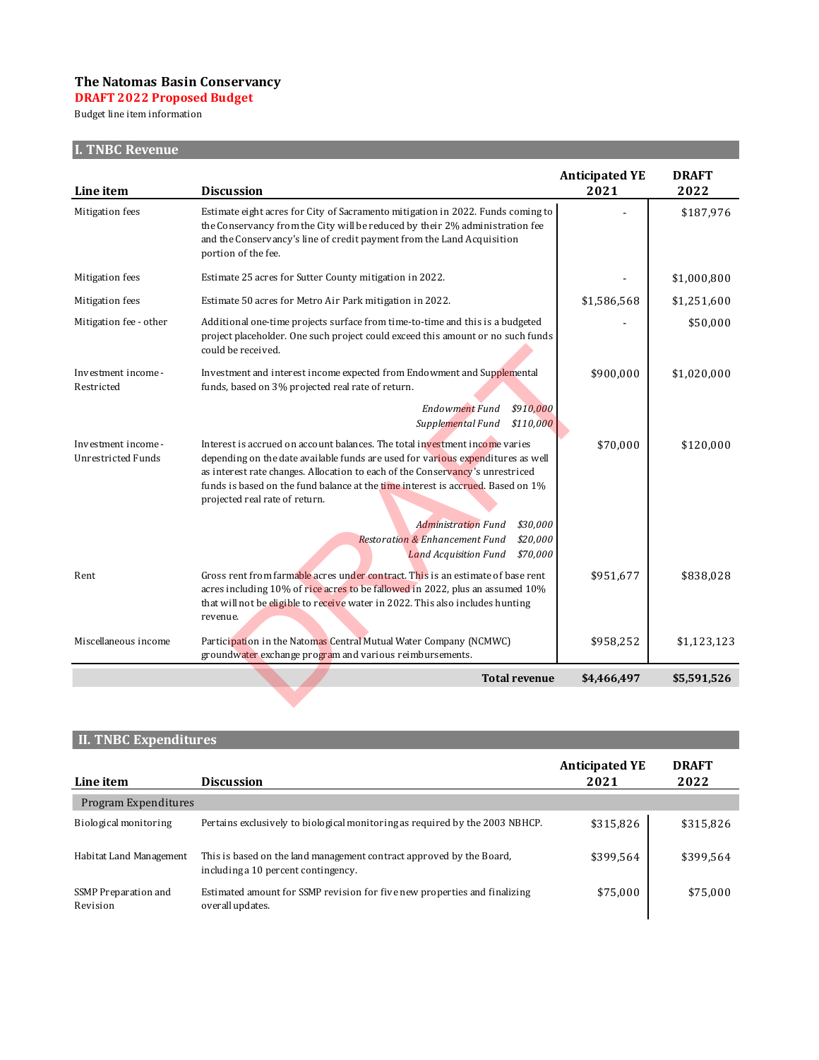**The Natomas Basin Conservancy**

**DRAFT 2022 Proposed Budget**

Budget line item information

## I. TNBC Revenue

| Line item | Discussion | Anticipated YE 2021 | DRAFT 2022 |
|---|---|---|---|
| Mitigation fees | Estimate eight acres for City of Sacramento mitigation in 2022. Funds coming to the Conservancy from the City will be reduced by their 2% administration fee and the Conservancy's line of credit payment from the Land Acquisition portion of the fee. | - | $187,976 |
| Mitigation fees | Estimate 25 acres for Sutter County mitigation in 2022. | - | $1,000,800 |
| Mitigation fees | Estimate 50 acres for Metro Air Park mitigation in 2022. | $1,586,568 | $1,251,600 |
| Mitigation fee - other | Additional one-time projects surface from time-to-time and this is a budgeted project placeholder. One such project could exceed this amount or no such funds could be received. | - | $50,000 |
| Investment income - Restricted | Investment and interest income expected from Endowment and Supplemental funds, based on 3% projected real rate of return.<br>*Endowment Fund $910,000*<br>*Supplemental Fund $110,000* | $900,000 | $1,020,000 |
| Investment income - Unrestricted Funds | Interest is accrued on account balances. The total investment income varies depending on the date available funds are used for various expenditures as well as interest rate changes. Allocation to each of the Conservancy's unrestriced funds is based on the fund balance at the time interest is accrued. Based on 1% projected real rate of return.<br>*Administration Fund $30,000*<br>*Restoration & Enhancement Fund $20,000*<br>*Land Acquisition Fund $70,000* | $70,000 | $120,000 |
| Rent | Gross rent from farmable acres under contract. This is an estimate of base rent acres including 10% of rice acres to be fallowed in 2022, plus an assumed 10% that will not be eligible to receive water in 2022. This also includes hunting revenue. | $951,677 | $838,028 |
| Miscellaneous income | Participation in the Natomas Central Mutual Water Company (NCMWC) groundwater exchange program and various reimbursements. | $958,252 | $1,123,123 |
| | **Total revenue** | **$4,466,497** | **$5,591,526** |

## II. TNBC Expenditures

| Line item | Discussion | Anticipated YE 2021 | DRAFT 2022 |
|---|---|---|---|
| Program Expenditures | | | |
| Biological monitoring | Pertains exclusively to biological monitoring as required by the 2003 NBHCP. | $315,826 | $315,826 |
| Habitat Land Management | This is based on the land management contract approved by the Board, including a 10 percent contingency. | $399,564 | $399,564 |
| SSMP Preparation and Revision | Estimated amount for SSMP revision for five new properties and finalizing overall updates. | $75,000 | $75,000 |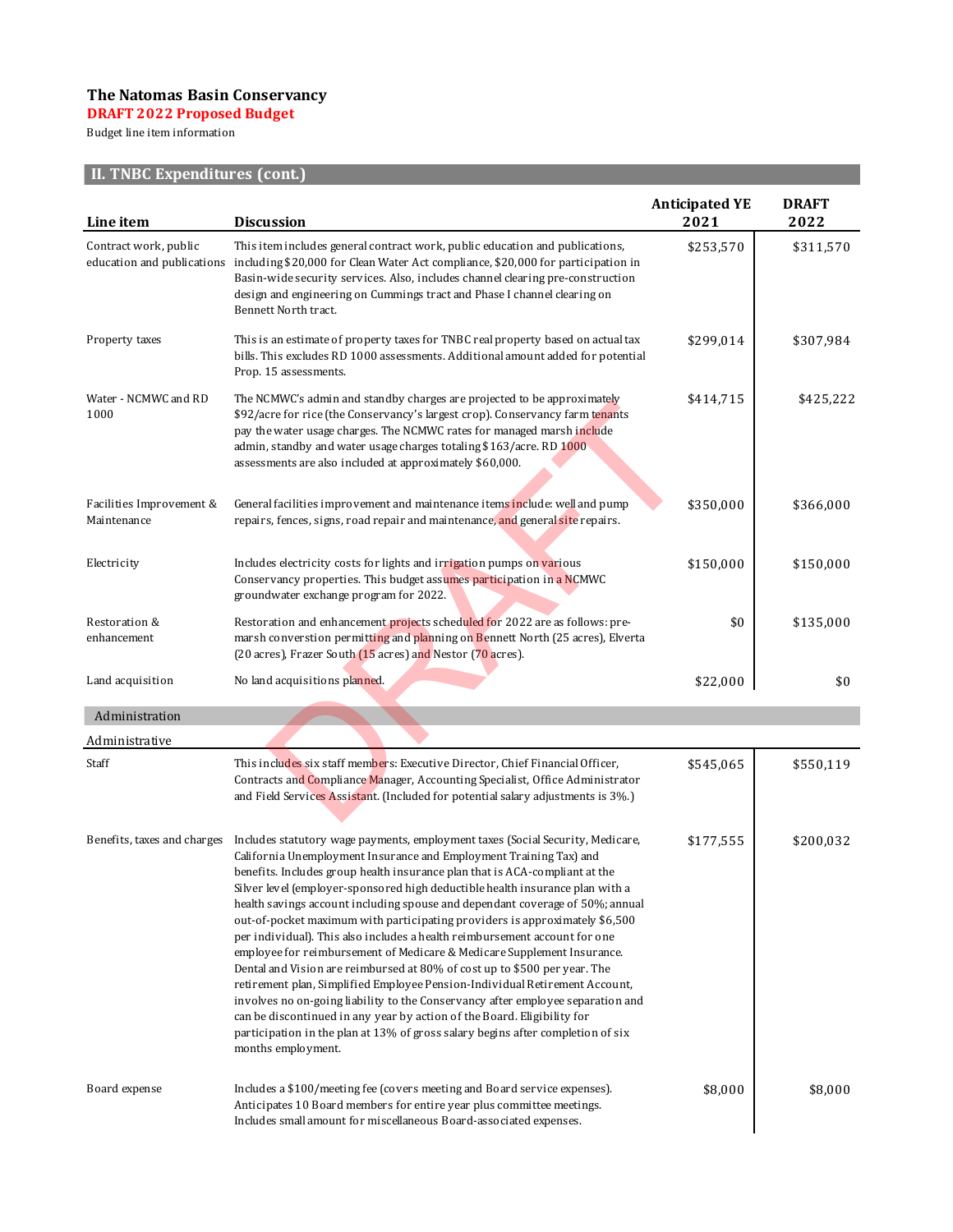**The Natomas Basin Conservancy**

**DRAFT 2022 Proposed Budget**

Budget line item information

## II. TNBC Expenditures (cont.)

| Line item | Discussion | Anticipated YE 2021 | DRAFT 2022 |
|---|---|---|---|
| Contract work, public education and publications | This item includes general contract work, public education and publications, including $20,000 for Clean Water Act compliance, $20,000 for participation in Basin-wide security services. Also, includes channel clearing pre-construction design and engineering on Cummings tract and Phase I channel clearing on Bennett North tract. | $253,570 | $311,570 |
| Property taxes | This is an estimate of property taxes for TNBC real property based on actual tax bills. This excludes RD 1000 assessments. Additional amount added for potential Prop. 15 assessments. | $299,014 | $307,984 |
| Water - NCMWC and RD 1000 | The NCMWC's admin and standby charges are projected to be approximately $92/acre for rice (the Conservancy's largest crop). Conservancy farm tenants pay the water usage charges. The NCMWC rates for managed marsh include admin, standby and water usage charges totaling $163/acre. RD 1000 assessments are also included at approximately $60,000. | $414,715 | $425,222 |
| Facilities Improvement & Maintenance | General facilities improvement and maintenance items include: well and pump repairs, fences, signs, road repair and maintenance, and general site repairs. | $350,000 | $366,000 |
| Electricity | Includes electricity costs for lights and irrigation pumps on various Conservancy properties. This budget assumes participation in a NCMWC groundwater exchange program for 2022. | $150,000 | $150,000 |
| Restoration & enhancement | Restoration and enhancement projects scheduled for 2022 are as follows: pre-marsh converstion permitting and planning on Bennett North (25 acres), Elverta (20 acres), Frazer South (15 acres) and Nestor (70 acres). | $0 | $135,000 |
| Land acquisition | No land acquisitions planned. | $22,000 | $0 |

### Administration

**Administrative**

| Line item | Discussion | Anticipated YE 2021 | DRAFT 2022 |
|---|---|---|---|
| Staff | This includes six staff members: Executive Director, Chief Financial Officer, Contracts and Compliance Manager, Accounting Specialist, Office Administrator and Field Services Assistant. (Included for potential salary adjustments is 3%.) | $545,065 | $550,119 |
| Benefits, taxes and charges | Includes statutory wage payments, employment taxes (Social Security, Medicare, California Unemployment Insurance and Employment Training Tax) and benefits. Includes group health insurance plan that is ACA-compliant at the Silver level (employer-sponsored high deductible health insurance plan with a health savings account including spouse and dependant coverage of 50%; annual out-of-pocket maximum with participating providers is approximately $6,500 per individual). This also includes a health reimbursement account for one employee for reimbursement of Medicare & Medicare Supplement Insurance. Dental and Vision are reimbursed at 80% of cost up to $500 per year. The retirement plan, Simplified Employee Pension-Individual Retirement Account, involves no on-going liability to the Conservancy after employee separation and can be discontinued in any year by action of the Board. Eligibility for participation in the plan at 13% of gross salary begins after completion of six months employment. | $177,555 | $200,032 |
| Board expense | Includes a $100/meeting fee (covers meeting and Board service expenses). Anticipates 10 Board members for entire year plus committee meetings. Includes small amount for miscellaneous Board-associated expenses. | $8,000 | $8,000 |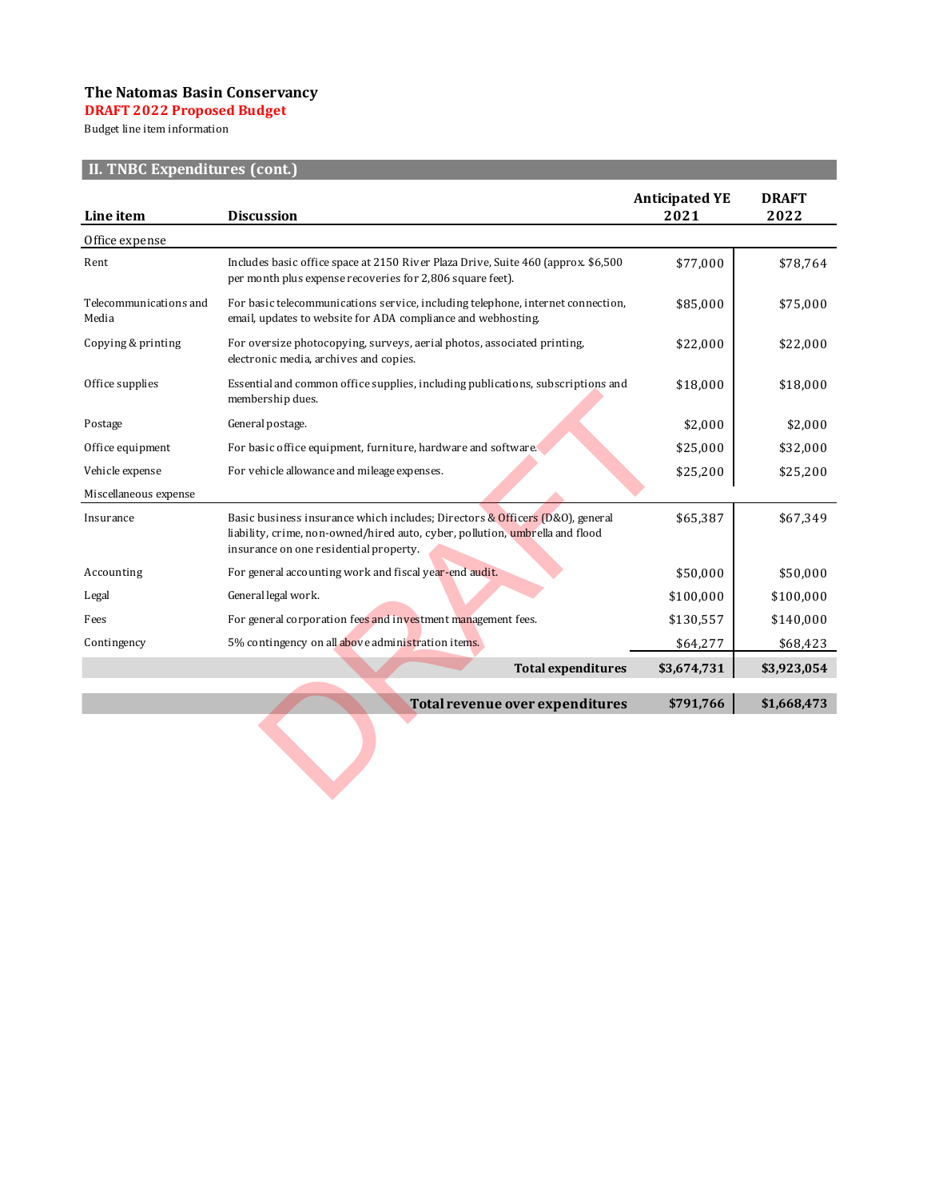**The Natomas Basin Conservancy**

**DRAFT 2022 Proposed Budget**

Budget line item information

## II. TNBC Expenditures (cont.)

| Line item | Discussion | Anticipated YE 2021 | DRAFT 2022 |
|---|---|---|---|
| Office expense | | | |
| Rent | Includes basic office space at 2150 River Plaza Drive, Suite 460 (approx. $6,500 per month plus expense recoveries for 2,806 square feet). | $77,000 | $78,764 |
| Telecommunications and Media | For basic telecommunications service, including telephone, internet connection, email, updates to website for ADA compliance and webhosting. | $85,000 | $75,000 |
| Copying & printing | For oversize photocopying, surveys, aerial photos, associated printing, electronic media, archives and copies. | $22,000 | $22,000 |
| Office supplies | Essential and common office supplies, including publications, subscriptions and membership dues. | $18,000 | $18,000 |
| Postage | General postage. | $2,000 | $2,000 |
| Office equipment | For basic office equipment, furniture, hardware and software. | $25,000 | $32,000 |
| Vehicle expense | For vehicle allowance and mileage expenses. | $25,200 | $25,200 |
| Miscellaneous expense | | | |
| Insurance | Basic business insurance which includes; Directors & Officers (D&O), general liability, crime, non-owned/hired auto, cyber, pollution, umbrella and flood insurance on one residential property. | $65,387 | $67,349 |
| Accounting | For general accounting work and fiscal year-end audit. | $50,000 | $50,000 |
| Legal | General legal work. | $100,000 | $100,000 |
| Fees | For general corporation fees and investment management fees. | $130,557 | $140,000 |
| Contingency | 5% contingency on all above administration items. | $64,277 | $68,423 |
| | **Total expenditures** | **$3,674,731** | **$3,923,054** |
| | **Total revenue over expenditures** | **$791,766** | **$1,668,473** |